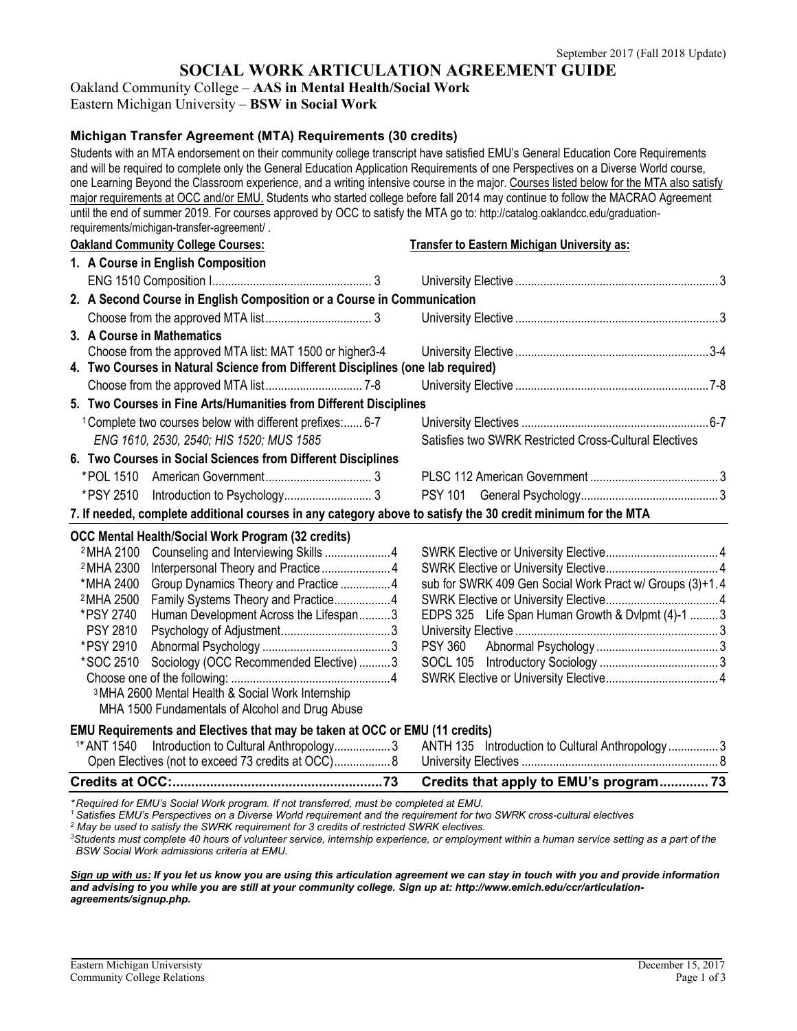September 2017 (Fall 2018 Update)

# SOCIAL WORK ARTICULATION AGREEMENT GUIDE

Oakland Community College – **AAS in Mental Health/Social Work**
Eastern Michigan University – **BSW in Social Work**

### Michigan Transfer Agreement (MTA) Requirements (30 credits)

Students with an MTA endorsement on their community college transcript have satisfied EMU's General Education Core Requirements and will be required to complete only the General Education Application Requirements of one Perspectives on a Diverse World course, one Learning Beyond the Classroom experience, and a writing intensive course in the major. Courses listed below for the MTA also satisfy major requirements at OCC and/or EMU. Students who started college before fall 2014 may continue to follow the MACRAO Agreement until the end of summer 2019. For courses approved by OCC to satisfy the MTA go to: http://catalog.oaklandcc.edu/graduation-requirements/michigan-transfer-agreement/ .

| Oakland Community College Courses: | | Transfer to Eastern Michigan University as: | |
|---|---|---|---|
| **1. A Course in English Composition** | | | |
| ENG 1510 Composition I | 3 | University Elective | 3 |
| **2. A Second Course in English Composition or a Course in Communication** | | | |
| Choose from the approved MTA list | 3 | University Elective | 3 |
| **3. A Course in Mathematics** | | | |
| Choose from the approved MTA list: MAT 1500 or higher | 3-4 | University Elective | 3-4 |
| **4. Two Courses in Natural Science from Different Disciplines (one lab required)** | | | |
| Choose from the approved MTA list | 7-8 | University Elective | 7-8 |
| **5. Two Courses in Fine Arts/Humanities from Different Disciplines** | | | |
| [1] Complete two courses below with different prefixes: *ENG 1610, 2530, 2540; HIS 1520; MUS 1585* | 6-7 | University Electives; Satisfies two SWRK Restricted Cross-Cultural Electives | 6-7 |
| **6. Two Courses in Social Sciences from Different Disciplines** | | | |
| *POL 1510 American Government | 3 | PLSC 112 American Government | 3 |
| *PSY 2510 Introduction to Psychology | 3 | PSY 101 General Psychology | 3 |
| **7. If needed, complete additional courses in any category above to satisfy the 30 credit minimum for the MTA** | | | |

| OCC Mental Health/Social Work Program (32 credits) | | | |
|---|---|---|---|
| [2] MHA 2100 Counseling and Interviewing Skills | 4 | SWRK Elective or University Elective | 4 |
| [2] MHA 2300 Interpersonal Theory and Practice | 4 | SWRK Elective or University Elective | 4 |
| *MHA 2400 Group Dynamics Theory and Practice | 4 | sub for SWRK 409 Gen Social Work Pract w/ Groups (3)+1 | 4 |
| [2] MHA 2500 Family Systems Theory and Practice | 4 | SWRK Elective or University Elective | 4 |
| *PSY 2740 Human Development Across the Lifespan | 3 | EDPS 325 Life Span Human Growth & Dvlpmt (4)-1 | 3 |
| PSY 2810 Psychology of Adjustment | 3 | University Elective | 3 |
| *PSY 2910 Abnormal Psychology | 3 | PSY 360 Abnormal Psychology | 3 |
| *SOC 2510 Sociology (OCC Recommended Elective) | 3 | SOCL 105 Introductory Sociology | 3 |
| Choose one of the following: [3] MHA 2600 Mental Health & Social Work Internship; MHA 1500 Fundamentals of Alcohol and Drug Abuse | 4 | SWRK Elective or University Elective | 4 |

| EMU Requirements and Electives that may be taken at OCC or EMU (11 credits) | | | |
|---|---|---|---|
| [1] *ANT 1540 Introduction to Cultural Anthropology | 3 | ANTH 135 Introduction to Cultural Anthropology | 3 |
| Open Electives (not to exceed 73 credits at OCC) | 8 | University Electives | 8 |
| **Credits at OCC:** | **73** | **Credits that apply to EMU's program** | **73** |

*\*Required for EMU's Social Work program. If not transferred, must be completed at EMU.*
*[1] Satisfies EMU's Perspectives on a Diverse World requirement and the requirement for two SWRK cross-cultural electives*
*[2] May be used to satisfy the SWRK requirement for 3 credits of restricted SWRK electives.*
*[3] Students must complete 40 hours of volunteer service, internship experience, or employment within a human service setting as a part of the BSW Social Work admissions criteria at EMU.*

***Sign up with us:** If you let us know you are using this articulation agreement we can stay in touch with you and provide information and advising to you while you are still at your community college. Sign up at: http://www.emich.edu/ccr/articulation-agreements/signup.php.*

Eastern Michigan University
Community College Relations
December 15, 2017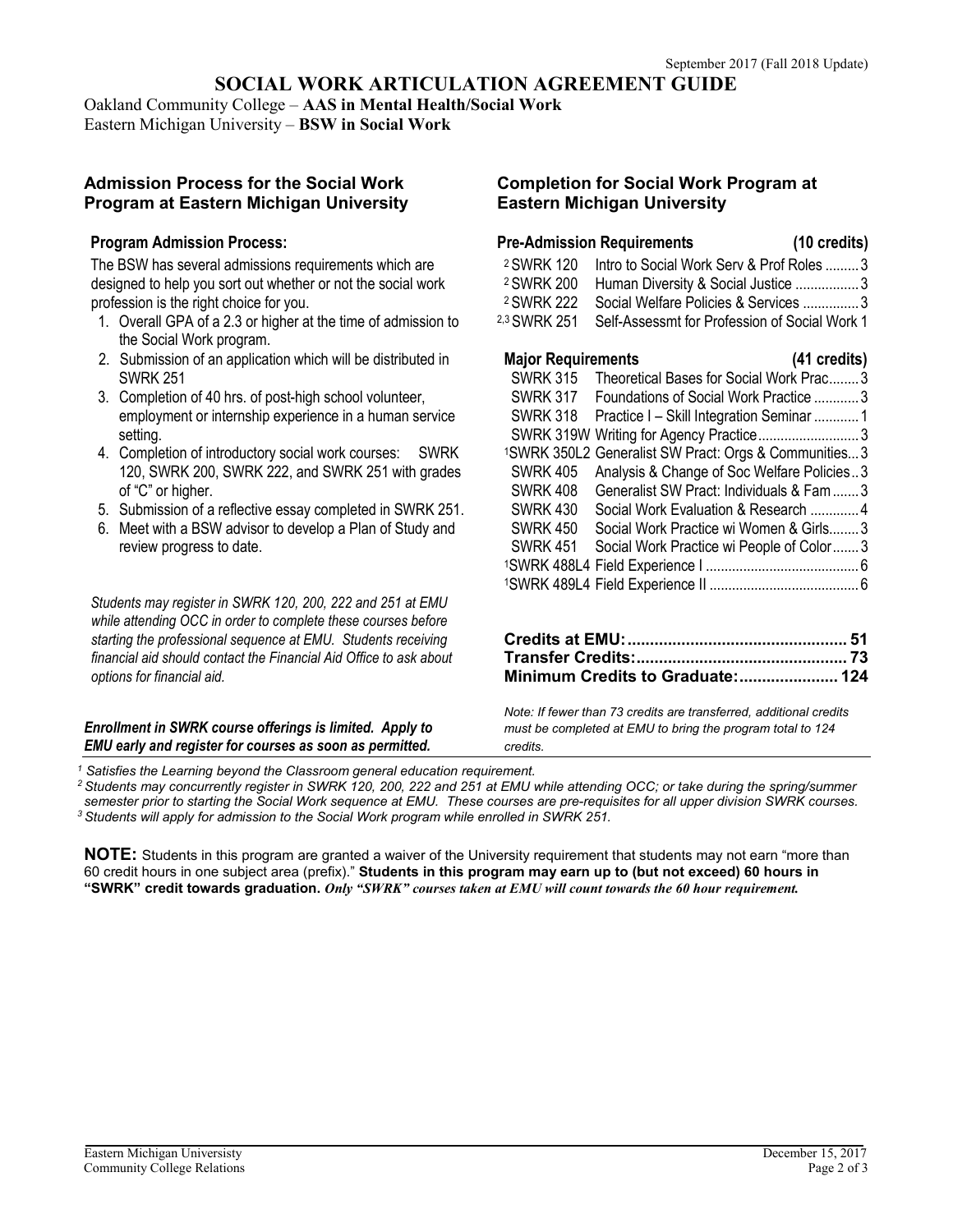# SOCIAL WORK ARTICULATION AGREEMENT GUIDE

September 2017 (Fall 2018 Update)

Oakland Community College – **AAS in Mental Health/Social Work**
Eastern Michigan University – **BSW in Social Work**

## Admission Process for the Social Work Program at Eastern Michigan University

### Program Admission Process:

The BSW has several admissions requirements which are designed to help you sort out whether or not the social work profession is the right choice for you.

1. Overall GPA of a 2.3 or higher at the time of admission to the Social Work program.
2. Submission of an application which will be distributed in SWRK 251
3. Completion of 40 hrs. of post-high school volunteer, employment or internship experience in a human service setting.
4. Completion of introductory social work courses: SWRK 120, SWRK 200, SWRK 222, and SWRK 251 with grades of "C" or higher.
5. Submission of a reflective essay completed in SWRK 251.
6. Meet with a BSW advisor to develop a Plan of Study and review progress to date.

*Students may register in SWRK 120, 200, 222 and 251 at EMU while attending OCC in order to complete these courses before starting the professional sequence at EMU. Students receiving financial aid should contact the Financial Aid Office to ask about options for financial aid.*

***Enrollment in SWRK course offerings is limited. Apply to EMU early and register for courses as soon as permitted.***

## Completion for Social Work Program at Eastern Michigan University

### Pre-Admission Requirements (10 credits)

| Course | Title | Credits |
|---|---|---|
| [2] SWRK 120 | Intro to Social Work Serv & Prof Roles | 3 |
| [2] SWRK 200 | Human Diversity & Social Justice | 3 |
| [2] SWRK 222 | Social Welfare Policies & Services | 3 |
| [2,3] SWRK 251 | Self-Assessmt for Profession of Social Work | 1 |

### Major Requirements (41 credits)

| Course | Title | Credits |
|---|---|---|
| SWRK 315 | Theoretical Bases for Social Work Prac | 3 |
| SWRK 317 | Foundations of Social Work Practice | 3 |
| SWRK 318 | Practice I – Skill Integration Seminar | 1 |
| SWRK 319W | Writing for Agency Practice | 3 |
| [1] SWRK 350L2 | Generalist SW Pract: Orgs & Communities | 3 |
| SWRK 405 | Analysis & Change of Soc Welfare Policies | 3 |
| SWRK 408 | Generalist SW Pract: Individuals & Fam | 3 |
| SWRK 430 | Social Work Evaluation & Research | 4 |
| SWRK 450 | Social Work Practice wi Women & Girls | 3 |
| SWRK 451 | Social Work Practice wi People of Color | 3 |
| [1] SWRK 488L4 | Field Experience I | 6 |
| [1] SWRK 489L4 | Field Experience II | 6 |

**Credits at EMU: 51**
**Transfer Credits: 73**
**Minimum Credits to Graduate: 124**

*Note: If fewer than 73 credits are transferred, additional credits must be completed at EMU to bring the program total to 124 credits.*

---

*[1] Satisfies the Learning beyond the Classroom general education requirement.*
*[2] Students may concurrently register in SWRK 120, 200, 222 and 251 at EMU while attending OCC; or take during the spring/summer semester prior to starting the Social Work sequence at EMU. These courses are pre-requisites for all upper division SWRK courses.*
*[3] Students will apply for admission to the Social Work program while enrolled in SWRK 251.*

**NOTE:** Students in this program are granted a waiver of the University requirement that students may not earn "more than 60 credit hours in one subject area (prefix)." **Students in this program may earn up to (but not exceed) 60 hours in "SWRK" credit towards graduation.** ***Only "SWRK" courses taken at EMU will count towards the 60 hour requirement.***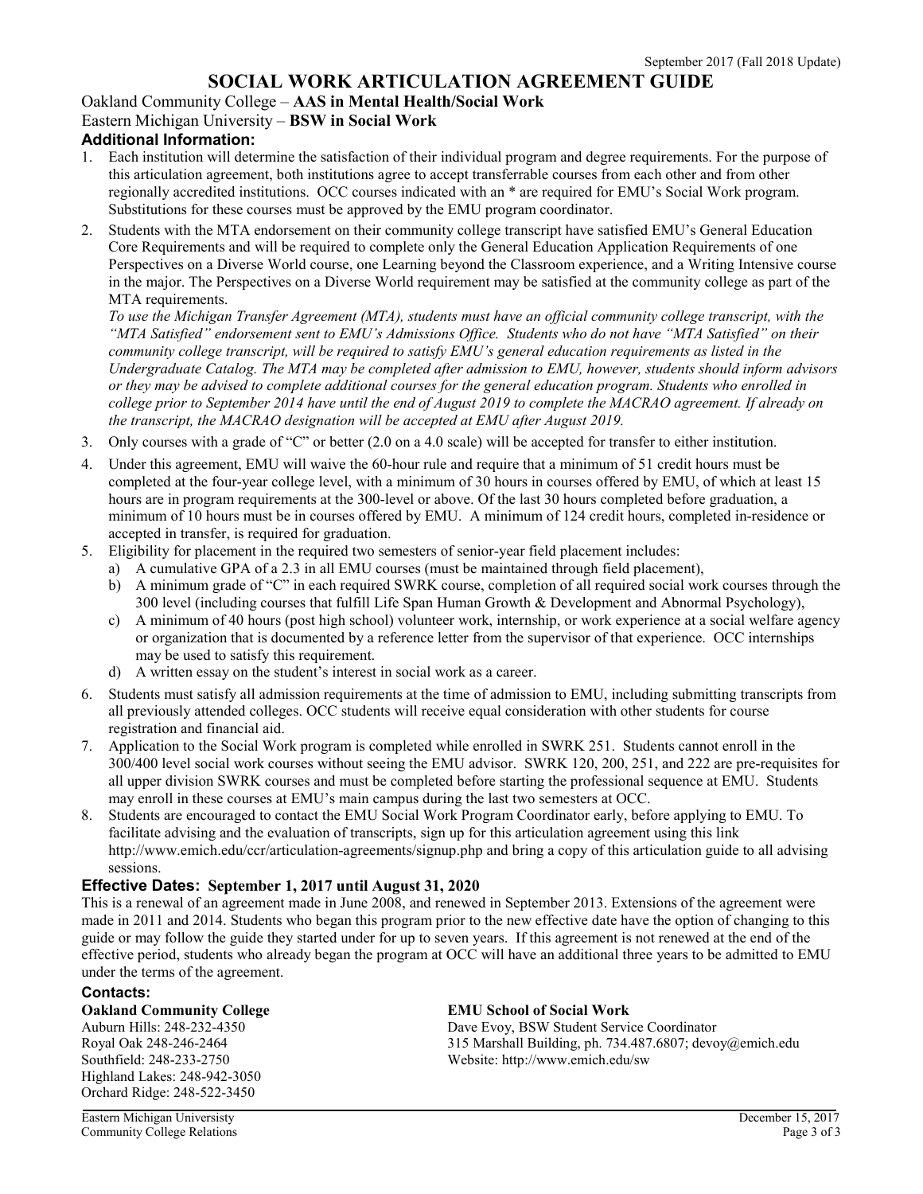September 2017 (Fall 2018 Update)

# SOCIAL WORK ARTICULATION AGREEMENT GUIDE

Oakland Community College – **AAS in Mental Health/Social Work**

Eastern Michigan University – **BSW in Social Work**

## Additional Information:

1. Each institution will determine the satisfaction of their individual program and degree requirements. For the purpose of this articulation agreement, both institutions agree to accept transferrable courses from each other and from other regionally accredited institutions. OCC courses indicated with an * are required for EMU's Social Work program. Substitutions for these courses must be approved by the EMU program coordinator.
2. Students with the MTA endorsement on their community college transcript have satisfied EMU's General Education Core Requirements and will be required to complete only the General Education Application Requirements of one Perspectives on a Diverse World course, one Learning beyond the Classroom experience, and a Writing Intensive course in the major. The Perspectives on a Diverse World requirement may be satisfied at the community college as part of the MTA requirements.
*To use the Michigan Transfer Agreement (MTA), students must have an official community college transcript, with the "MTA Satisfied" endorsement sent to EMU's Admissions Office. Students who do not have "MTA Satisfied" on their community college transcript, will be required to satisfy EMU's general education requirements as listed in the Undergraduate Catalog. The MTA may be completed after admission to EMU, however, students should inform advisors or they may be advised to complete additional courses for the general education program. Students who enrolled in college prior to September 2014 have until the end of August 2019 to complete the MACRAO agreement. If already on the transcript, the MACRAO designation will be accepted at EMU after August 2019.*
3. Only courses with a grade of "C" or better (2.0 on a 4.0 scale) will be accepted for transfer to either institution.
4. Under this agreement, EMU will waive the 60-hour rule and require that a minimum of 51 credit hours must be completed at the four-year college level, with a minimum of 30 hours in courses offered by EMU, of which at least 15 hours are in program requirements at the 300-level or above. Of the last 30 hours completed before graduation, a minimum of 10 hours must be in courses offered by EMU. A minimum of 124 credit hours, completed in-residence or accepted in transfer, is required for graduation.
5. Eligibility for placement in the required two semesters of senior-year field placement includes:
   a) A cumulative GPA of a 2.3 in all EMU courses (must be maintained through field placement),
   b) A minimum grade of "C" in each required SWRK course, completion of all required social work courses through the 300 level (including courses that fulfill Life Span Human Growth & Development and Abnormal Psychology),
   c) A minimum of 40 hours (post high school) volunteer work, internship, or work experience at a social welfare agency or organization that is documented by a reference letter from the supervisor of that experience. OCC internships may be used to satisfy this requirement.
   d) A written essay on the student's interest in social work as a career.
6. Students must satisfy all admission requirements at the time of admission to EMU, including submitting transcripts from all previously attended colleges. OCC students will receive equal consideration with other students for course registration and financial aid.
7. Application to the Social Work program is completed while enrolled in SWRK 251. Students cannot enroll in the 300/400 level social work courses without seeing the EMU advisor. SWRK 120, 200, 251, and 222 are pre-requisites for all upper division SWRK courses and must be completed before starting the professional sequence at EMU. Students may enroll in these courses at EMU's main campus during the last two semesters at OCC.
8. Students are encouraged to contact the EMU Social Work Program Coordinator early, before applying to EMU. To facilitate advising and the evaluation of transcripts, sign up for this articulation agreement using this link http://www.emich.edu/ccr/articulation-agreements/signup.php and bring a copy of this articulation guide to all advising sessions.

## Effective Dates: September 1, 2017 until August 31, 2020

This is a renewal of an agreement made in June 2008, and renewed in September 2013. Extensions of the agreement were made in 2011 and 2014. Students who began this program prior to the new effective date have the option of changing to this guide or may follow the guide they started under for up to seven years. If this agreement is not renewed at the end of the effective period, students who already began the program at OCC will have an additional three years to be admitted to EMU under the terms of the agreement.

## Contacts:

**Oakland Community College**
Auburn Hills: 248-232-4350
Royal Oak 248-246-2464
Southfield: 248-233-2750
Highland Lakes: 248-942-3050
Orchard Ridge: 248-522-3450

**EMU School of Social Work**
Dave Evoy, BSW Student Service Coordinator
315 Marshall Building, ph. 734.487.6807; devoy@emich.edu
Website: http://www.emich.edu/sw